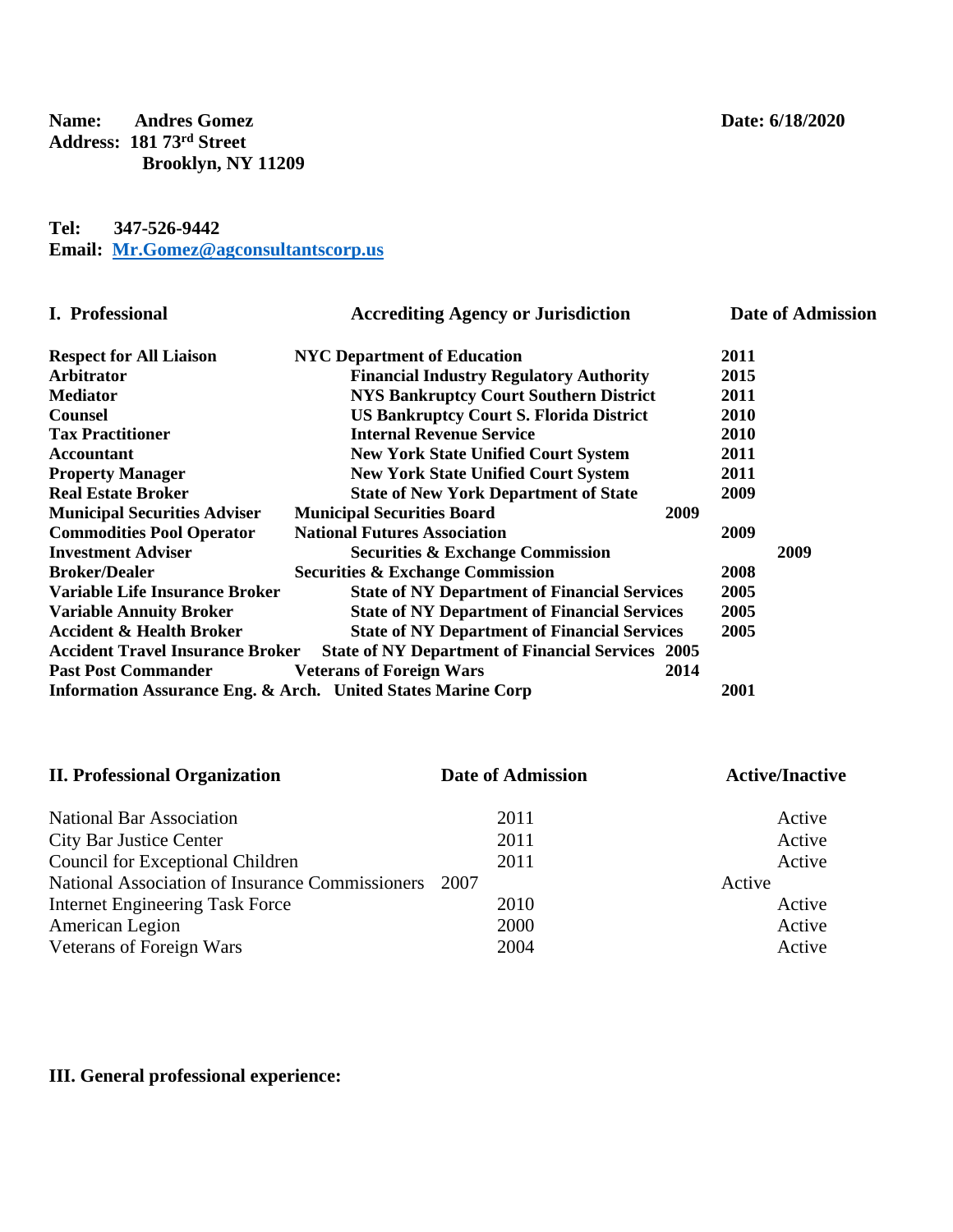**Name:** **Andres Gomez** **Date: 6/18/2020**
**Address: 181 73rd Street**
**Brooklyn, NY 11209**

**Tel:** **347-526-9442**
**Email: Mr.Gomez@agconsultantscorp.us**

| I. Professional | Accrediting Agency or Jurisdiction | Date of Admission |
|---|---|---|
| **Respect for All Liaison** | **NYC Department of Education** | **2011** |
| **Arbitrator** | **Financial Industry Regulatory Authority** | **2015** |
| **Mediator** | **NYS Bankruptcy Court Southern District** | **2011** |
| **Counsel** | **US Bankruptcy Court S. Florida District** | **2010** |
| **Tax Practitioner** | **Internal Revenue Service** | **2010** |
| **Accountant** | **New York State Unified Court System** | **2011** |
| **Property Manager** | **New York State Unified Court System** | **2011** |
| **Real Estate Broker** | **State of New York Department of State** | **2009** |
| **Municipal Securities Adviser** | **Municipal Securities Board** | **2009** |
| **Commodities Pool Operator** | **National Futures Association** | **2009** |
| **Investment Adviser** | **Securities & Exchange Commission** | **2009** |
| **Broker/Dealer** | **Securities & Exchange Commission** | **2008** |
| **Variable Life Insurance Broker** | **State of NY Department of Financial Services** | **2005** |
| **Variable Annuity Broker** | **State of NY Department of Financial Services** | **2005** |
| **Accident & Health Broker** | **State of NY Department of Financial Services** | **2005** |
| **Accident Travel Insurance Broker** | **State of NY Department of Financial Services** | **2005** |
| **Past Post Commander** | **Veterans of Foreign Wars** | **2014** |
| **Information Assurance Eng. & Arch.** | **United States Marine Corp** | **2001** |

| II. Professional Organization | Date of Admission | Active/Inactive |
|---|---|---|
| National Bar Association | 2011 | Active |
| City Bar Justice Center | 2011 | Active |
| Council for Exceptional Children | 2011 | Active |
| National Association of Insurance Commissioners | 2007 | Active |
| Internet Engineering Task Force | 2010 | Active |
| American Legion | 2000 | Active |
| Veterans of Foreign Wars | 2004 | Active |

**III. General professional experience:**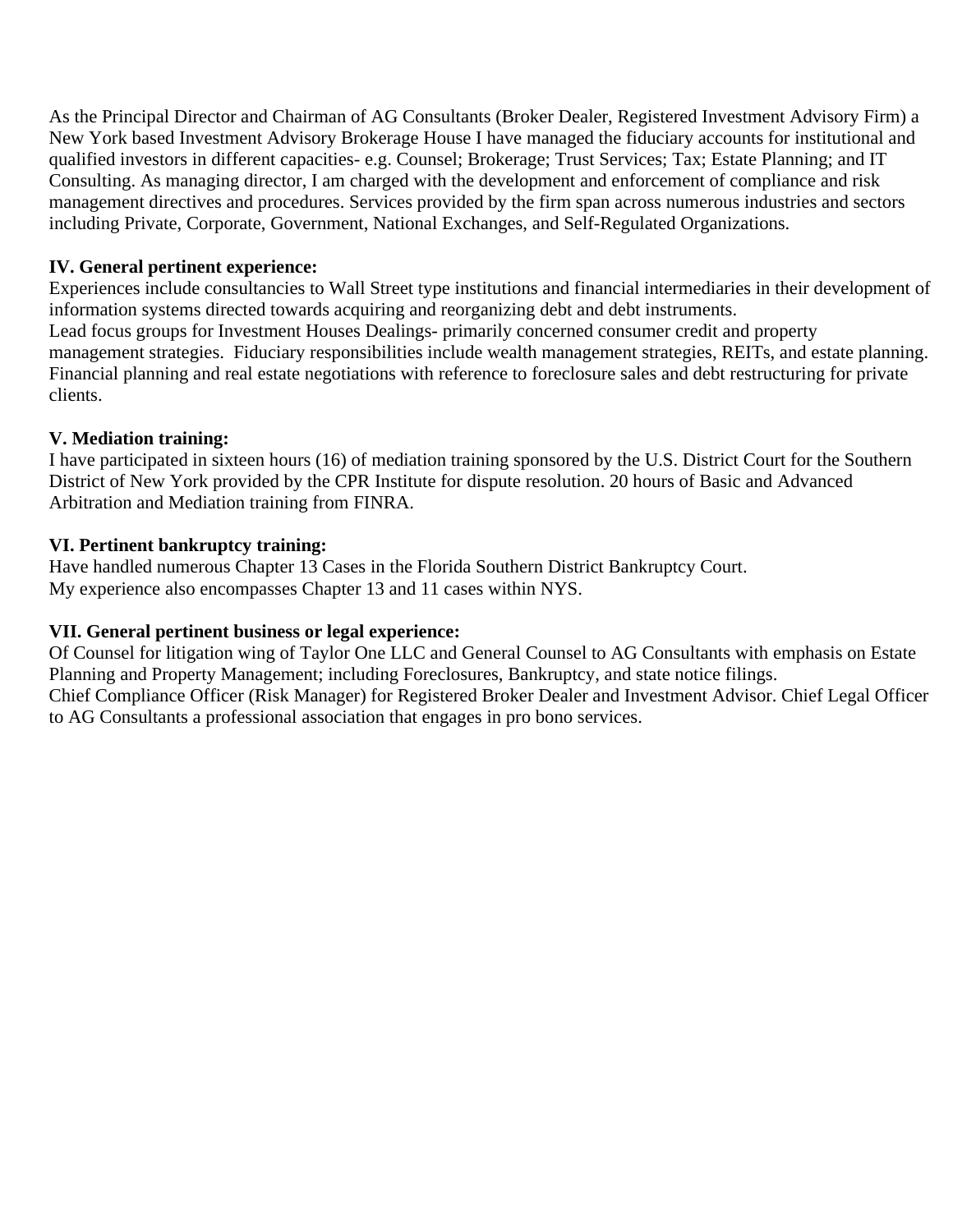As the Principal Director and Chairman of AG Consultants (Broker Dealer, Registered Investment Advisory Firm) a New York based Investment Advisory Brokerage House I have managed the fiduciary accounts for institutional and qualified investors in different capacities- e.g. Counsel; Brokerage; Trust Services; Tax; Estate Planning; and IT Consulting. As managing director, I am charged with the development and enforcement of compliance and risk management directives and procedures. Services provided by the firm span across numerous industries and sectors including Private, Corporate, Government, National Exchanges, and Self-Regulated Organizations.

**IV. General pertinent experience:**
Experiences include consultancies to Wall Street type institutions and financial intermediaries in their development of information systems directed towards acquiring and reorganizing debt and debt instruments.
Lead focus groups for Investment Houses Dealings- primarily concerned consumer credit and property management strategies. Fiduciary responsibilities include wealth management strategies, REITs, and estate planning. Financial planning and real estate negotiations with reference to foreclosure sales and debt restructuring for private clients.

**V. Mediation training:**
I have participated in sixteen hours (16) of mediation training sponsored by the U.S. District Court for the Southern District of New York provided by the CPR Institute for dispute resolution. 20 hours of Basic and Advanced Arbitration and Mediation training from FINRA.

**VI. Pertinent bankruptcy training:**
Have handled numerous Chapter 13 Cases in the Florida Southern District Bankruptcy Court.
My experience also encompasses Chapter 13 and 11 cases within NYS.

**VII. General pertinent business or legal experience:**
Of Counsel for litigation wing of Taylor One LLC and General Counsel to AG Consultants with emphasis on Estate Planning and Property Management; including Foreclosures, Bankruptcy, and state notice filings.
Chief Compliance Officer (Risk Manager) for Registered Broker Dealer and Investment Advisor. Chief Legal Officer to AG Consultants a professional association that engages in pro bono services.